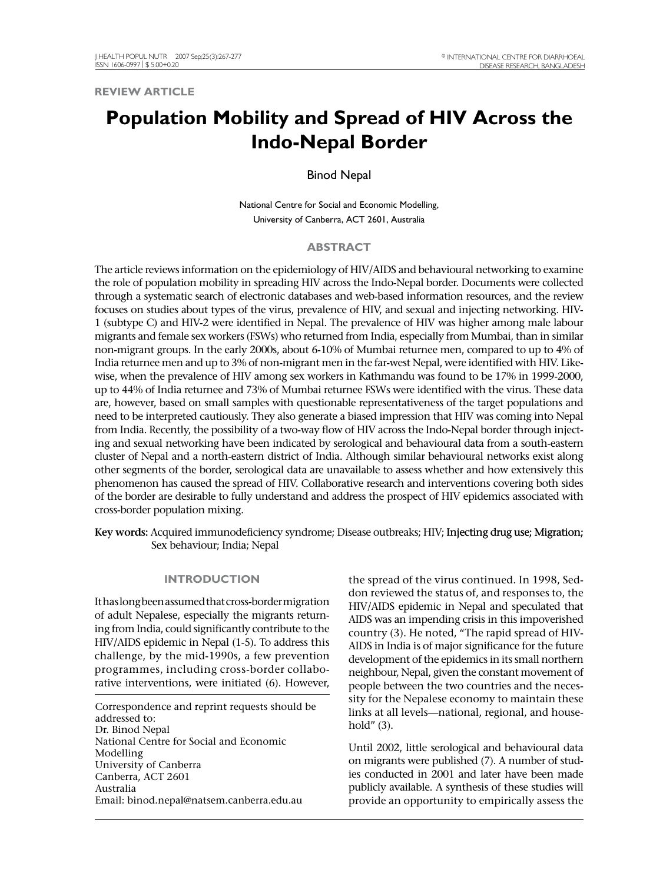REVIEW ARTICLE

# Population Mobility and Spread of HIV Across the Indo-Nepal Border

Binod Nepal

National Centre for Social and Economic Modelling,
University of Canberra, ACT 2601, Australia

## ABSTRACT

The article reviews information on the epidemiology of HIV/AIDS and behavioural networking to examine the role of population mobility in spreading HIV across the Indo-Nepal border. Documents were collected through a systematic search of electronic databases and web-based information resources, and the review focuses on studies about types of the virus, prevalence of HIV, and sexual and injecting networking. HIV-1 (subtype C) and HIV-2 were identified in Nepal. The prevalence of HIV was higher among male labour migrants and female sex workers (FSWs) who returned from India, especially from Mumbai, than in similar non-migrant groups. In the early 2000s, about 6-10% of Mumbai returnee men, compared to up to 4% of India returnee men and up to 3% of non-migrant men in the far-west Nepal, were identified with HIV. Likewise, when the prevalence of HIV among sex workers in Kathmandu was found to be 17% in 1999-2000, up to 44% of India returnee and 73% of Mumbai returnee FSWs were identified with the virus. These data are, however, based on small samples with questionable representativeness of the target populations and need to be interpreted cautiously. They also generate a biased impression that HIV was coming into Nepal from India. Recently, the possibility of a two-way flow of HIV across the Indo-Nepal border through injecting and sexual networking have been indicated by serological and behavioural data from a south-eastern cluster of Nepal and a north-eastern district of India. Although similar behavioural networks exist along other segments of the border, serological data are unavailable to assess whether and how extensively this phenomenon has caused the spread of HIV. Collaborative research and interventions covering both sides of the border are desirable to fully understand and address the prospect of HIV epidemics associated with cross-border population mixing.

**Key words:** Acquired immunodeficiency syndrome; Disease outbreaks; HIV; Injecting drug use; Migration; Sex behaviour; India; Nepal

## INTRODUCTION

It has long been assumed that cross-border migration of adult Nepalese, especially the migrants returning from India, could significantly contribute to the HIV/AIDS epidemic in Nepal (1-5). To address this challenge, by the mid-1990s, a few prevention programmes, including cross-border collaborative interventions, were initiated (6). However, the spread of the virus continued. In 1998, Seddon reviewed the status of, and responses to, the HIV/AIDS epidemic in Nepal and speculated that AIDS was an impending crisis in this impoverished country (3). He noted, "The rapid spread of HIV-AIDS in India is of major significance for the future development of the epidemics in its small northern neighbour, Nepal, given the constant movement of people between the two countries and the necessity for the Nepalese economy to maintain these links at all levels—national, regional, and household" (3).

Until 2002, little serological and behavioural data on migrants were published (7). A number of studies conducted in 2001 and later have been made publicly available. A synthesis of these studies will provide an opportunity to empirically assess the

Correspondence and reprint requests should be addressed to:
Dr. Binod Nepal
National Centre for Social and Economic Modelling
University of Canberra
Canberra, ACT 2601
Australia
Email: binod.nepal@natsem.canberra.edu.au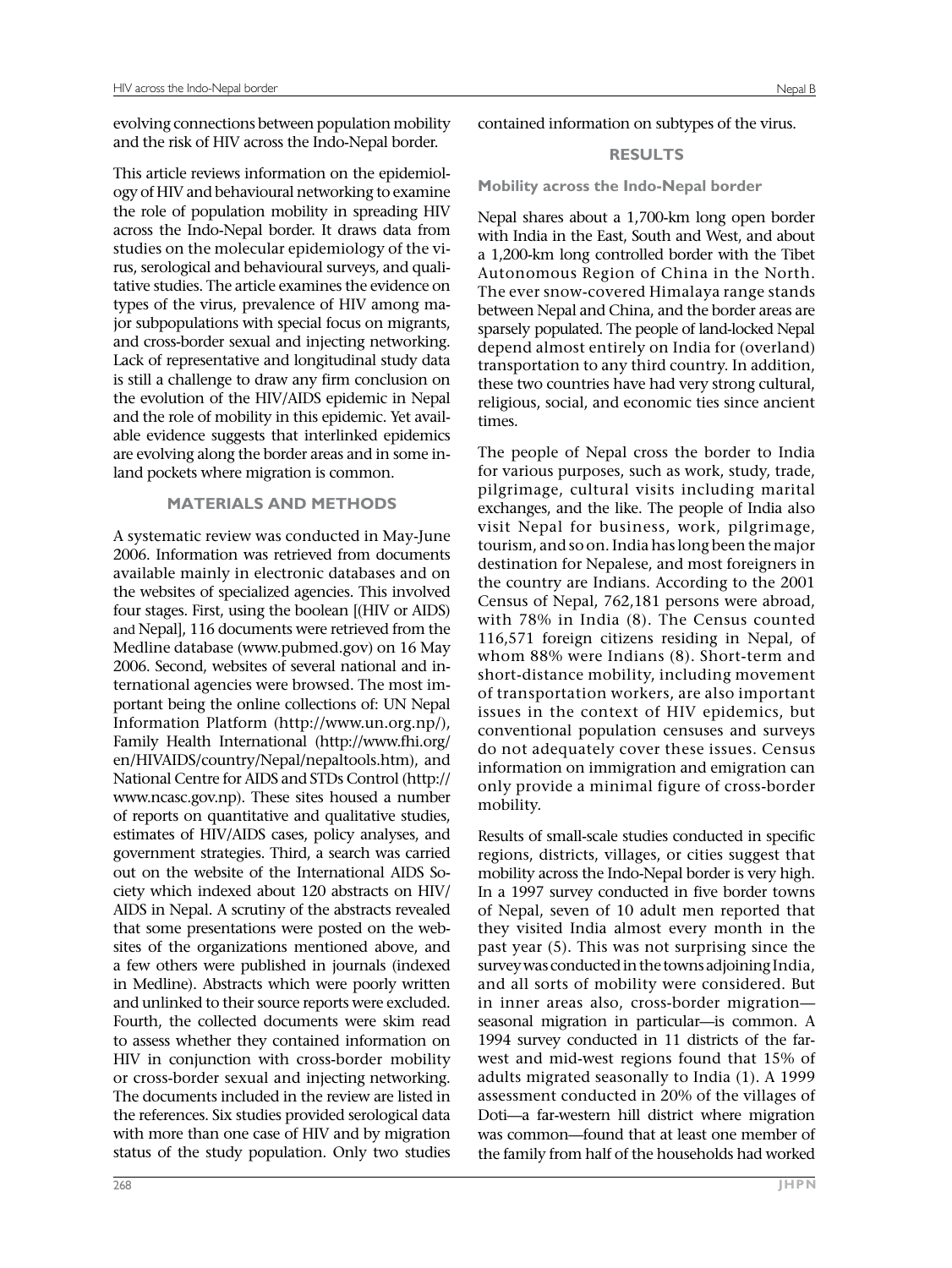evolving connections between population mobility and the risk of HIV across the Indo-Nepal border.

This article reviews information on the epidemiology of HIV and behavioural networking to examine the role of population mobility in spreading HIV across the Indo-Nepal border. It draws data from studies on the molecular epidemiology of the virus, serological and behavioural surveys, and qualitative studies. The article examines the evidence on types of the virus, prevalence of HIV among major subpopulations with special focus on migrants, and cross-border sexual and injecting networking. Lack of representative and longitudinal study data is still a challenge to draw any firm conclusion on the evolution of the HIV/AIDS epidemic in Nepal and the role of mobility in this epidemic. Yet available evidence suggests that interlinked epidemics are evolving along the border areas and in some inland pockets where migration is common.

## MATERIALS AND METHODS

A systematic review was conducted in May-June 2006. Information was retrieved from documents available mainly in electronic databases and on the websites of specialized agencies. This involved four stages. First, using the boolean [(HIV or AIDS) and Nepal], 116 documents were retrieved from the Medline database (www.pubmed.gov) on 16 May 2006. Second, websites of several national and international agencies were browsed. The most important being the online collections of: UN Nepal Information Platform (http://www.un.org.np/), Family Health International (http://www.fhi.org/en/HIVAIDS/country/Nepal/nepaltools.htm), and National Centre for AIDS and STDs Control (http://www.ncasc.gov.np). These sites housed a number of reports on quantitative and qualitative studies, estimates of HIV/AIDS cases, policy analyses, and government strategies. Third, a search was carried out on the website of the International AIDS Society which indexed about 120 abstracts on HIV/AIDS in Nepal. A scrutiny of the abstracts revealed that some presentations were posted on the websites of the organizations mentioned above, and a few others were published in journals (indexed in Medline). Abstracts which were poorly written and unlinked to their source reports were excluded. Fourth, the collected documents were skim read to assess whether they contained information on HIV in conjunction with cross-border mobility or cross-border sexual and injecting networking. The documents included in the review are listed in the references. Six studies provided serological data with more than one case of HIV and by migration status of the study population. Only two studies contained information on subtypes of the virus.

## RESULTS

### Mobility across the Indo-Nepal border

Nepal shares about a 1,700-km long open border with India in the East, South and West, and about a 1,200-km long controlled border with the Tibet Autonomous Region of China in the North. The ever snow-covered Himalaya range stands between Nepal and China, and the border areas are sparsely populated. The people of land-locked Nepal depend almost entirely on India for (overland) transportation to any third country. In addition, these two countries have had very strong cultural, religious, social, and economic ties since ancient times.

The people of Nepal cross the border to India for various purposes, such as work, study, trade, pilgrimage, cultural visits including marital exchanges, and the like. The people of India also visit Nepal for business, work, pilgrimage, tourism, and so on. India has long been the major destination for Nepalese, and most foreigners in the country are Indians. According to the 2001 Census of Nepal, 762,181 persons were abroad, with 78% in India (8). The Census counted 116,571 foreign citizens residing in Nepal, of whom 88% were Indians (8). Short-term and short-distance mobility, including movement of transportation workers, are also important issues in the context of HIV epidemics, but conventional population censuses and surveys do not adequately cover these issues. Census information on immigration and emigration can only provide a minimal figure of cross-border mobility.

Results of small-scale studies conducted in specific regions, districts, villages, or cities suggest that mobility across the Indo-Nepal border is very high. In a 1997 survey conducted in five border towns of Nepal, seven of 10 adult men reported that they visited India almost every month in the past year (5). This was not surprising since the survey was conducted in the towns adjoining India, and all sorts of mobility were considered. But in inner areas also, cross-border migration—seasonal migration in particular—is common. A 1994 survey conducted in 11 districts of the far-west and mid-west regions found that 15% of adults migrated seasonally to India (1). A 1999 assessment conducted in 20% of the villages of Doti—a far-western hill district where migration was common—found that at least one member of the family from half of the households had worked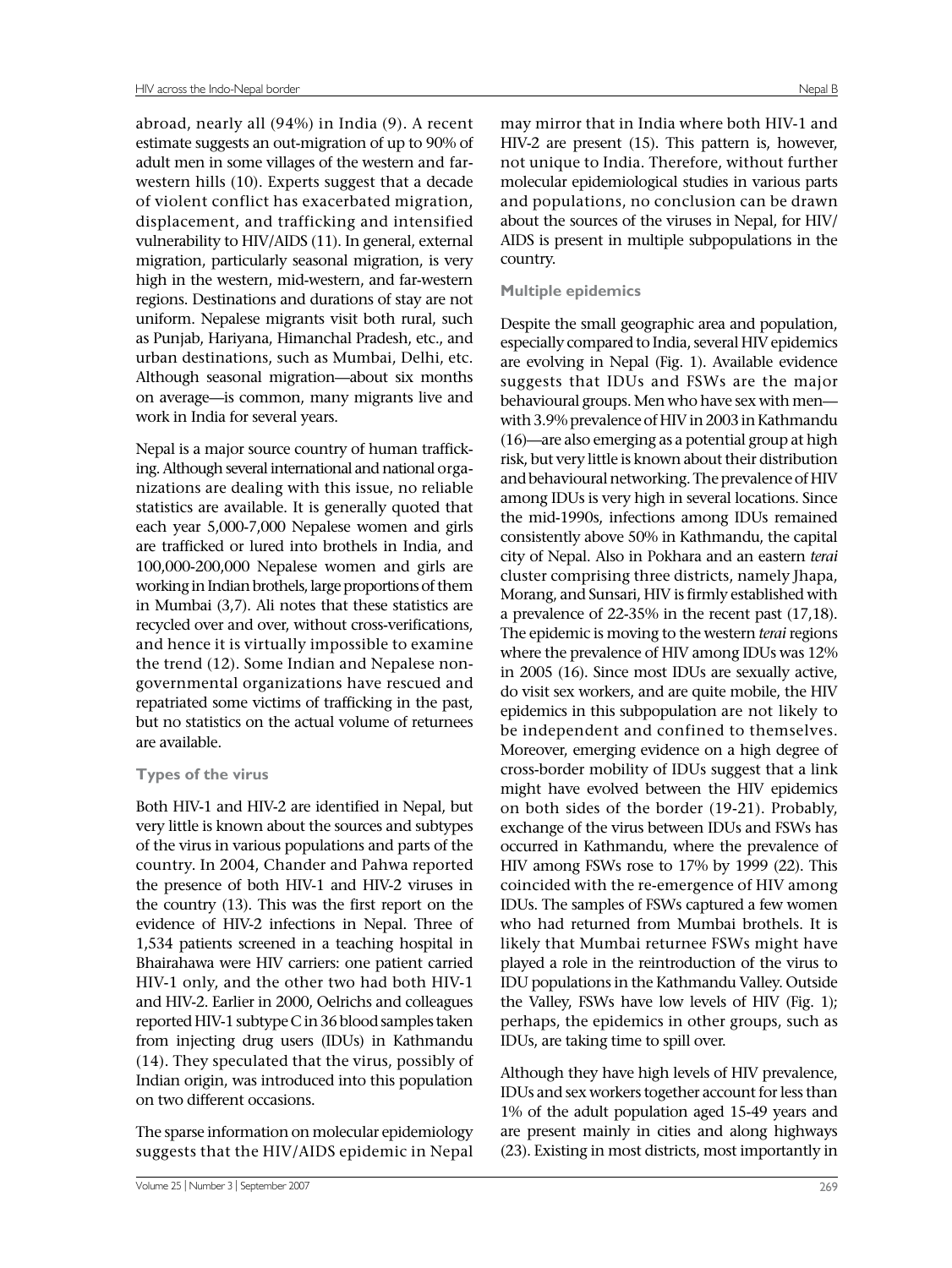abroad, nearly all (94%) in India (9). A recent estimate suggests an out-migration of up to 90% of adult men in some villages of the western and far-western hills (10). Experts suggest that a decade of violent conflict has exacerbated migration, displacement, and trafficking and intensified vulnerability to HIV/AIDS (11). In general, external migration, particularly seasonal migration, is very high in the western, mid-western, and far-western regions. Destinations and durations of stay are not uniform. Nepalese migrants visit both rural, such as Punjab, Hariyana, Himanchal Pradesh, etc., and urban destinations, such as Mumbai, Delhi, etc. Although seasonal migration—about six months on average—is common, many migrants live and work in India for several years.

Nepal is a major source country of human trafficking. Although several international and national organizations are dealing with this issue, no reliable statistics are available. It is generally quoted that each year 5,000-7,000 Nepalese women and girls are trafficked or lured into brothels in India, and 100,000-200,000 Nepalese women and girls are working in Indian brothels, large proportions of them in Mumbai (3,7). Ali notes that these statistics are recycled over and over, without cross-verifications, and hence it is virtually impossible to examine the trend (12). Some Indian and Nepalese non-governmental organizations have rescued and repatriated some victims of trafficking in the past, but no statistics on the actual volume of returnees are available.

### Types of the virus

Both HIV-1 and HIV-2 are identified in Nepal, but very little is known about the sources and subtypes of the virus in various populations and parts of the country. In 2004, Chander and Pahwa reported the presence of both HIV-1 and HIV-2 viruses in the country (13). This was the first report on the evidence of HIV-2 infections in Nepal. Three of 1,534 patients screened in a teaching hospital in Bhairahawa were HIV carriers: one patient carried HIV-1 only, and the other two had both HIV-1 and HIV-2. Earlier in 2000, Oelrichs and colleagues reported HIV-1 subtype C in 36 blood samples taken from injecting drug users (IDUs) in Kathmandu (14). They speculated that the virus, possibly of Indian origin, was introduced into this population on two different occasions.

The sparse information on molecular epidemiology suggests that the HIV/AIDS epidemic in Nepal may mirror that in India where both HIV-1 and HIV-2 are present (15). This pattern is, however, not unique to India. Therefore, without further molecular epidemiological studies in various parts and populations, no conclusion can be drawn about the sources of the viruses in Nepal, for HIV/AIDS is present in multiple subpopulations in the country.

### Multiple epidemics

Despite the small geographic area and population, especially compared to India, several HIV epidemics are evolving in Nepal (Fig. 1). Available evidence suggests that IDUs and FSWs are the major behavioural groups. Men who have sex with men—with 3.9% prevalence of HIV in 2003 in Kathmandu (16)—are also emerging as a potential group at high risk, but very little is known about their distribution and behavioural networking. The prevalence of HIV among IDUs is very high in several locations. Since the mid-1990s, infections among IDUs remained consistently above 50% in Kathmandu, the capital city of Nepal. Also in Pokhara and an eastern *terai* cluster comprising three districts, namely Jhapa, Morang, and Sunsari, HIV is firmly established with a prevalence of 22-35% in the recent past (17,18). The epidemic is moving to the western *terai* regions where the prevalence of HIV among IDUs was 12% in 2005 (16). Since most IDUs are sexually active, do visit sex workers, and are quite mobile, the HIV epidemics in this subpopulation are not likely to be independent and confined to themselves. Moreover, emerging evidence on a high degree of cross-border mobility of IDUs suggest that a link might have evolved between the HIV epidemics on both sides of the border (19-21). Probably, exchange of the virus between IDUs and FSWs has occurred in Kathmandu, where the prevalence of HIV among FSWs rose to 17% by 1999 (22). This coincided with the re-emergence of HIV among IDUs. The samples of FSWs captured a few women who had returned from Mumbai brothels. It is likely that Mumbai returnee FSWs might have played a role in the reintroduction of the virus to IDU populations in the Kathmandu Valley. Outside the Valley, FSWs have low levels of HIV (Fig. 1); perhaps, the epidemics in other groups, such as IDUs, are taking time to spill over.

Although they have high levels of HIV prevalence, IDUs and sex workers together account for less than 1% of the adult population aged 15-49 years and are present mainly in cities and along highways (23). Existing in most districts, most importantly in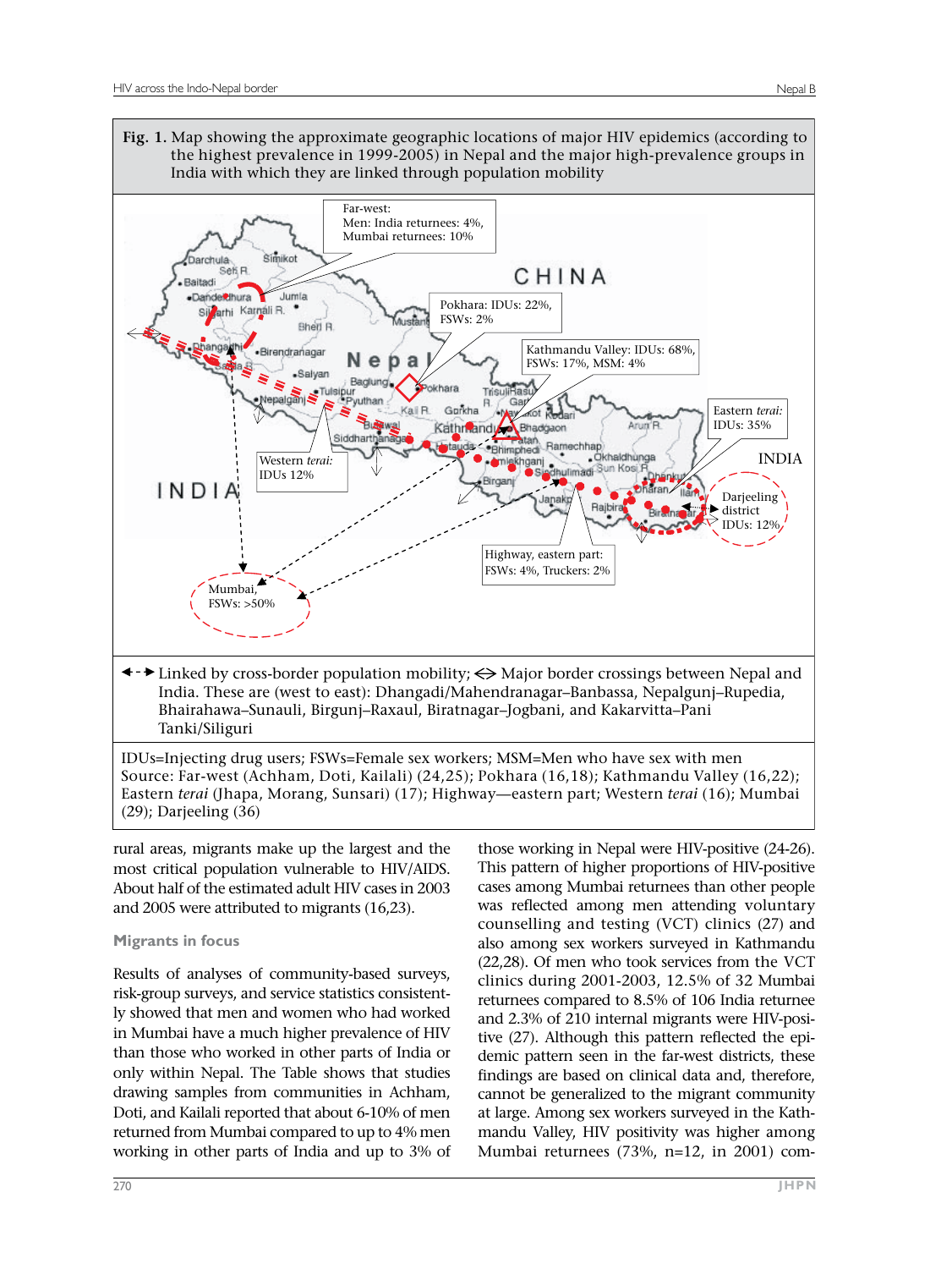**Fig. 1.** Map showing the approximate geographic locations of major HIV epidemics (according to the highest prevalence in 1999-2005) in Nepal and the major high-prevalence groups in India with which they are linked through population mobility

◄--► Linked by cross-border population mobility; ◇ Major border crossings between Nepal and India. These are (west to east): Dhangadi/Mahendranagar–Banbassa, Nepalgunj–Rupedia, Bhairahawa–Sunauli, Birgunj–Raxaul, Biratnagar–Jogbani, and Kakarvitta–Pani Tanki/Siliguri

IDUs=Injecting drug users; FSWs=Female sex workers; MSM=Men who have sex with men
Source: Far-west (Achham, Doti, Kailali) (24,25); Pokhara (16,18); Kathmandu Valley (16,22); Eastern *terai* (Jhapa, Morang, Sunsari) (17); Highway—eastern part; Western *terai* (16); Mumbai (29); Darjeeling (36)

rural areas, migrants make up the largest and the most critical population vulnerable to HIV/AIDS. About half of the estimated adult HIV cases in 2003 and 2005 were attributed to migrants (16,23).

### Migrants in focus

Results of analyses of community-based surveys, risk-group surveys, and service statistics consistently showed that men and women who had worked in Mumbai have a much higher prevalence of HIV than those who worked in other parts of India or only within Nepal. The Table shows that studies drawing samples from communities in Achham, Doti, and Kailali reported that about 6-10% of men returned from Mumbai compared to up to 4% men working in other parts of India and up to 3% of those working in Nepal were HIV-positive (24-26). This pattern of higher proportions of HIV-positive cases among Mumbai returnees than other people was reflected among men attending voluntary counselling and testing (VCT) clinics (27) and also among sex workers surveyed in Kathmandu (22,28). Of men who took services from the VCT clinics during 2001-2003, 12.5% of 32 Mumbai returnees compared to 8.5% of 106 India returnees and 2.3% of 210 internal migrants were HIV-positive (27). Although this pattern reflected the epidemic pattern seen in the far-west districts, these findings are based on clinical data and, therefore, cannot be generalized to the migrant community at large. Among sex workers surveyed in the Kathmandu Valley, HIV positivity was higher among Mumbai returnees (73%, n=12, in 2001) com-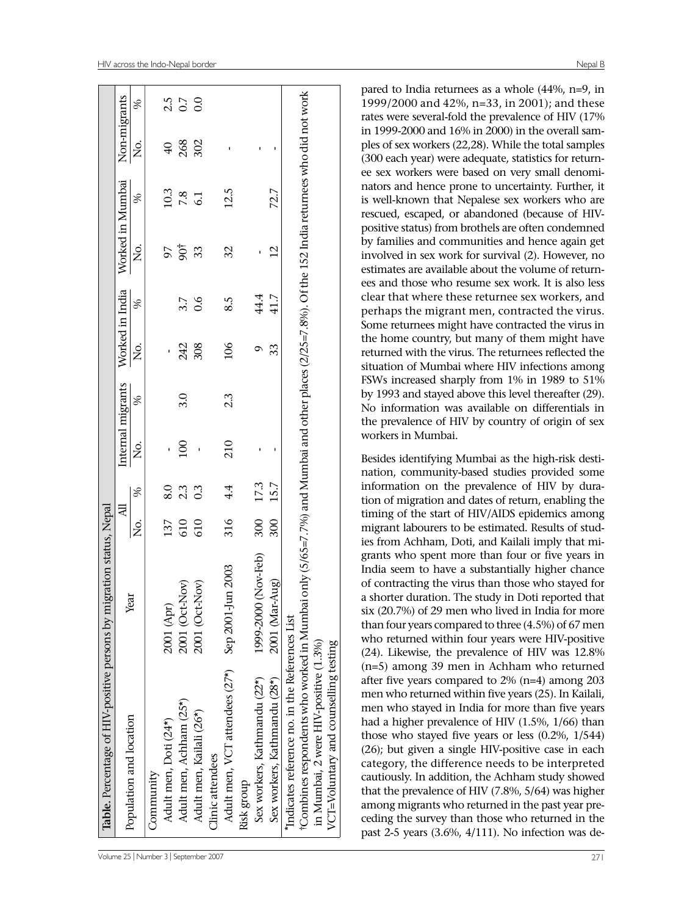**Table.** Percentage of HIV-positive persons by migration status, Nepal

| Population and location | Year | All | | Internal migrants | | Worked in India | | Worked in Mumbai | | Non-migrants | |
|---|---|---|---|---|---|---|---|---|---|---|---|
| | | No. | % | No. | % | No. | % | No. | % | No. | % |
| Community | | | | | | | | | | | |
| Adult men, Doti (24*) | 2001 (Apr) | 137 | 8.0 | - | | - | | 97 | 10.3 | 40 | 2.5 |
| Adult men, Achham (25*) | 2001 (Oct-Nov) | 610 | 2.3 | 100 | 3.0 | 242 | 3.7 | 90† | 7.8 | 268 | 0.7 |
| Adult men, Kailali (26*) | 2001 (Oct-Nov) | 610 | 0.3 | - | | 308 | 0.6 | 33 | 6.1 | 302 | 0.0 |
| Clinic attendees | | | | | | | | | | | |
| Adult men, VCT attendees (27*) | Sep 2001-Jun 2003 | 316 | 4.4 | 210 | 2.3 | 106 | 8.5 | 32 | 12.5 | - | |
| Risk group | | | | | | | | | | | |
| Sex workers, Kathmandu (22*) | 1999-2000 (Nov-Feb) | 300 | 17.3 | - | | 9 | 44.4 | - | | - | |
| Sex workers, Kathmandu (28*) | 2001 (Mar-Aug) | 300 | 15.7 | - | | 33 | 41.7 | 12 | 72.7 | - | |

*Indicates reference no. in the References List

†Combines respondents who worked in Mumbai only (5/65=7.7%) and Mumbai and other places (2/25=7.8%). Of the 152 India returnees who did not work in Mumbai, 2 were HIV-positive (1.3%)

VCT=Voluntary and counselling testing

pared to India returnees as a whole (44%, n=9, in 1999/2000 and 42%, n=33, in 2001); and these rates were several-fold the prevalence of HIV (17% in 1999-2000 and 16% in 2000) in the overall samples of sex workers (22,28). While the total samples (300 each year) were adequate, statistics for returnee sex workers were based on very small denominators and hence prone to uncertainty. Further, it is well-known that Nepalese sex workers who are rescued, escaped, or abandoned (because of HIV-positive status) from brothels are often condemned by families and communities and hence again get involved in sex work for survival (2). However, no estimates are available about the volume of returnees and those who resume sex work. It is also less clear that where these returnee sex workers, and perhaps the migrant men, contracted the virus. Some returnees might have contracted the virus in the home country, but many of them might have returned with the virus. The returnees reflected the situation of Mumbai where HIV infections among FSWs increased sharply from 1% in 1989 to 51% by 1993 and stayed above this level thereafter (29). No information was available on differentials in the prevalence of HIV by country of origin of sex workers in Mumbai.

Besides identifying Mumbai as the high-risk destination, community-based studies provided some information on the prevalence of HIV by duration of migration and dates of return, enabling the timing of the start of HIV/AIDS epidemics among migrant labourers to be estimated. Results of studies from Achham, Doti, and Kailali imply that migrants who spent more than four or five years in India seem to have a substantially higher chance of contracting the virus than those who stayed for a shorter duration. The study in Doti reported that six (20.7%) of 29 men who lived in India for more than four years compared to three (4.5%) of 67 men who returned within four years were HIV-positive (24). Likewise, the prevalence of HIV was 12.8% (n=5) among 39 men in Achham who returned after five years compared to 2% (n=4) among 203 men who returned within five years (25). In Kailali, men who stayed in India for more than five years had a higher prevalence of HIV (1.5%, 1/66) than those who stayed five years or less (0.2%, 1/544) (26); but given a single HIV-positive case in each category, the difference needs to be interpreted cautiously. In addition, the Achham study showed that the prevalence of HIV (7.8%, 5/64) was higher among migrants who returned in the past year preceding the survey than those who returned in the past 2-5 years (3.6%, 4/111). No infection was de-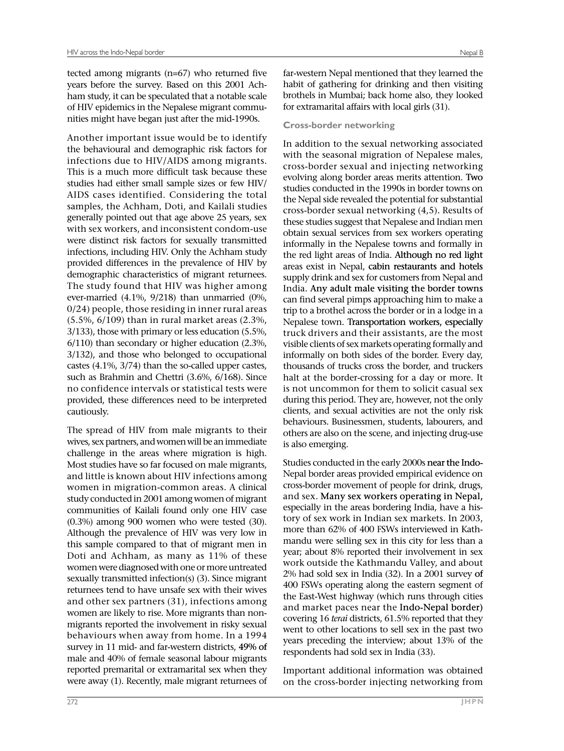tected among migrants (n=67) who returned five years before the survey. Based on this 2001 Achham study, it can be speculated that a notable scale of HIV epidemics in the Nepalese migrant communities might have began just after the mid-1990s.

Another important issue would be to identify the behavioural and demographic risk factors for infections due to HIV/AIDS among migrants. This is a much more difficult task because these studies had either small sample sizes or few HIV/AIDS cases identified. Considering the total samples, the Achham, Doti, and Kailali studies generally pointed out that age above 25 years, sex with sex workers, and inconsistent condom-use were distinct risk factors for sexually transmitted infections, including HIV. Only the Achham study provided differences in the prevalence of HIV by demographic characteristics of migrant returnees. The study found that HIV was higher among ever-married (4.1%, 9/218) than unmarried (0%, 0/24) people, those residing in inner rural areas (5.5%, 6/109) than in rural market areas (2.3%, 3/133), those with primary or less education (5.5%, 6/110) than secondary or higher education (2.3%, 3/132), and those who belonged to occupational castes (4.1%, 3/74) than the so-called upper castes, such as Brahmin and Chettri (3.6%, 6/168). Since no confidence intervals or statistical tests were provided, these differences need to be interpreted cautiously.

The spread of HIV from male migrants to their wives, sex partners, and women will be an immediate challenge in the areas where migration is high. Most studies have so far focused on male migrants, and little is known about HIV infections among women in migration-common areas. A clinical study conducted in 2001 among women of migrant communities of Kailali found only one HIV case (0.3%) among 900 women who were tested (30). Although the prevalence of HIV was very low in this sample compared to that of migrant men in Doti and Achham, as many as 11% of these women were diagnosed with one or more untreated sexually transmitted infection(s) (3). Since migrant returnees tend to have unsafe sex with their wives and other sex partners (31), infections among women are likely to rise. More migrants than non-migrants reported the involvement in risky sexual behaviours when away from home. In a 1994 survey in 11 mid- and far-western districts, 49% of male and 40% of female seasonal labour migrants reported premarital or extramarital sex when they were away (1). Recently, male migrant returnees of far-western Nepal mentioned that they learned the habit of gathering for drinking and then visiting brothels in Mumbai; back home also, they looked for extramarital affairs with local girls (31).

### Cross-border networking

In addition to the sexual networking associated with the seasonal migration of Nepalese males, cross-border sexual and injecting networking evolving along border areas merits attention. Two studies conducted in the 1990s in border towns on the Nepal side revealed the potential for substantial cross-border sexual networking (4,5). Results of these studies suggest that Nepalese and Indian men obtain sexual services from sex workers operating informally in the Nepalese towns and formally in the red light areas of India. Although no red light areas exist in Nepal, cabin restaurants and hotels supply drink and sex for customers from Nepal and India. Any adult male visiting the border towns can find several pimps approaching him to make a trip to a brothel across the border or in a lodge in a Nepalese town. Transportation workers, especially truck drivers and their assistants, are the most visible clients of sex markets operating formally and informally on both sides of the border. Every day, thousands of trucks cross the border, and truckers halt at the border-crossing for a day or more. It is not uncommon for them to solicit casual sex during this period. They are, however, not the only clients, and sexual activities are not the only risk behaviours. Businessmen, students, labourers, and others are also on the scene, and injecting drug-use is also emerging.

Studies conducted in the early 2000s near the Indo-Nepal border areas provided empirical evidence on cross-border movement of people for drink, drugs, and sex. Many sex workers operating in Nepal, especially in the areas bordering India, have a history of sex work in Indian sex markets. In 2003, more than 62% of 400 FSWs interviewed in Kathmandu were selling sex in this city for less than a year; about 8% reported their involvement in sex work outside the Kathmandu Valley, and about 2% had sold sex in India (32). In a 2001 survey of 400 FSWs operating along the eastern segment of the East-West highway (which runs through cities and market paces near the Indo-Nepal border) covering 16 *terai* districts, 61.5% reported that they went to other locations to sell sex in the past two years preceding the interview; about 13% of the respondents had sold sex in India (33).

Important additional information was obtained on the cross-border injecting networking from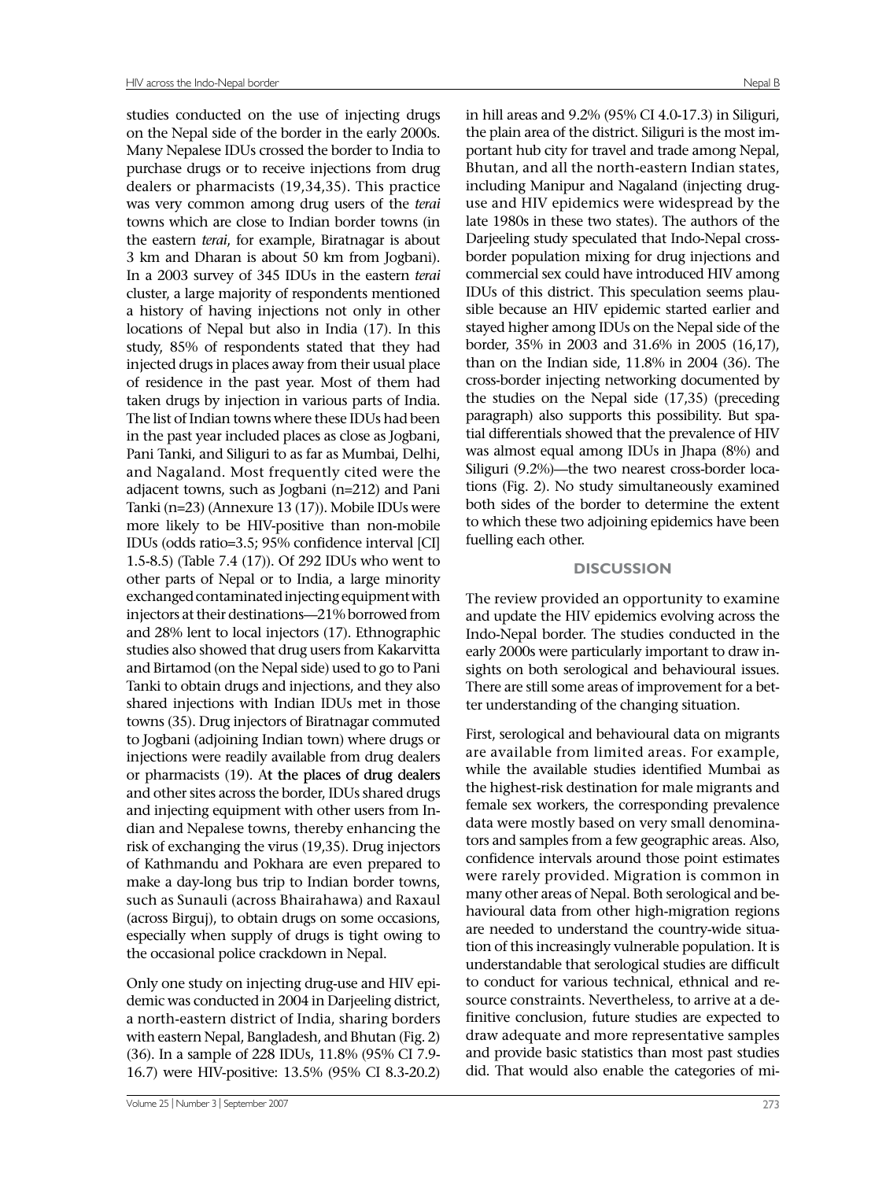studies conducted on the use of injecting drugs on the Nepal side of the border in the early 2000s. Many Nepalese IDUs crossed the border to India to purchase drugs or to receive injections from drug dealers or pharmacists (19,34,35). This practice was very common among drug users of the *terai* towns which are close to Indian border towns (in the eastern *terai*, for example, Biratnagar is about 3 km and Dharan is about 50 km from Jogbani). In a 2003 survey of 345 IDUs in the eastern *terai* cluster, a large majority of respondents mentioned a history of having injections not only in other locations of Nepal but also in India (17). In this study, 85% of respondents stated that they had injected drugs in places away from their usual place of residence in the past year. Most of them had taken drugs by injection in various parts of India. The list of Indian towns where these IDUs had been in the past year included places as close as Jogbani, Pani Tanki, and Siliguri to as far as Mumbai, Delhi, and Nagaland. Most frequently cited were the adjacent towns, such as Jogbani (n=212) and Pani Tanki (n=23) (Annexure 13 (17)). Mobile IDUs were more likely to be HIV-positive than non-mobile IDUs (odds ratio=3.5; 95% confidence interval [CI] 1.5-8.5) (Table 7.4 (17)). Of 292 IDUs who went to other parts of Nepal or to India, a large minority exchanged contaminated injecting equipment with injectors at their destinations—21% borrowed from and 28% lent to local injectors (17). Ethnographic studies also showed that drug users from Kakarvitta and Birtamod (on the Nepal side) used to go to Pani Tanki to obtain drugs and injections, and they also shared injections with Indian IDUs met in those towns (35). Drug injectors of Biratnagar commuted to Jogbani (adjoining Indian town) where drugs or injections were readily available from drug dealers or pharmacists (19). At the places of drug dealers and other sites across the border, IDUs shared drugs and injecting equipment with other users from Indian and Nepalese towns, thereby enhancing the risk of exchanging the virus (19,35). Drug injectors of Kathmandu and Pokhara are even prepared to make a day-long bus trip to Indian border towns, such as Sunauli (across Bhairahawa) and Raxaul (across Birguj), to obtain drugs on some occasions, especially when supply of drugs is tight owing to the occasional police crackdown in Nepal.

Only one study on injecting drug-use and HIV epidemic was conducted in 2004 in Darjeeling district, a north-eastern district of India, sharing borders with eastern Nepal, Bangladesh, and Bhutan (Fig. 2) (36). In a sample of 228 IDUs, 11.8% (95% CI 7.9-16.7) were HIV-positive: 13.5% (95% CI 8.3-20.2) in hill areas and 9.2% (95% CI 4.0-17.3) in Siliguri, the plain area of the district. Siliguri is the most important hub city for travel and trade among Nepal, Bhutan, and all the north-eastern Indian states, including Manipur and Nagaland (injecting drug-use and HIV epidemics were widespread by the late 1980s in these two states). The authors of the Darjeeling study speculated that Indo-Nepal cross-border population mixing for drug injections and commercial sex could have introduced HIV among IDUs of this district. This speculation seems plausible because an HIV epidemic started earlier and stayed higher among IDUs on the Nepal side of the border, 35% in 2003 and 31.6% in 2005 (16,17), than on the Indian side, 11.8% in 2004 (36). The cross-border injecting networking documented by the studies on the Nepal side (17,35) (preceding paragraph) also supports this possibility. But spatial differentials showed that the prevalence of HIV was almost equal among IDUs in Jhapa (8%) and Siliguri (9.2%)—the two nearest cross-border locations (Fig. 2). No study simultaneously examined both sides of the border to determine the extent to which these two adjoining epidemics have been fuelling each other.

## DISCUSSION

The review provided an opportunity to examine and update the HIV epidemics evolving across the Indo-Nepal border. The studies conducted in the early 2000s were particularly important to draw insights on both serological and behavioural issues. There are still some areas of improvement for a better understanding of the changing situation.

First, serological and behavioural data on migrants are available from limited areas. For example, while the available studies identified Mumbai as the highest-risk destination for male migrants and female sex workers, the corresponding prevalence data were mostly based on very small denominators and samples from a few geographic areas. Also, confidence intervals around those point estimates were rarely provided. Migration is common in many other areas of Nepal. Both serological and behavioural data from other high-migration regions are needed to understand the country-wide situation of this increasingly vulnerable population. It is understandable that serological studies are difficult to conduct for various technical, ethnical and resource constraints. Nevertheless, to arrive at a definitive conclusion, future studies are expected to draw adequate and more representative samples and provide basic statistics than most past studies did. That would also enable the categories of mi-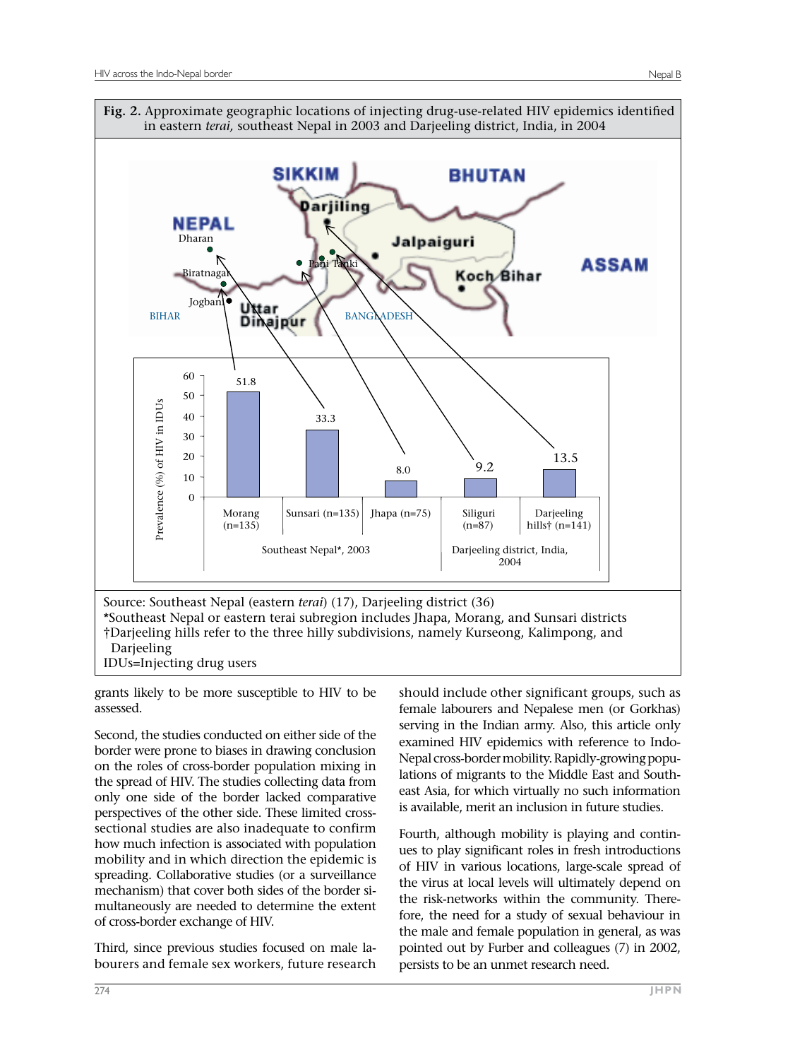**Fig. 2.** Approximate geographic locations of injecting drug-use-related HIV epidemics identified in eastern *terai*, southeast Nepal in 2003 and Darjeeling district, India, in 2004

| Location | Prevalence (%) of HIV in IDUs |
|---|---|
| Southeast Nepal*, 2003 | |
| Morang (n=135) | 51.8 |
| Sunsari (n=135) | 33.3 |
| Jhapa (n=75) | 8.0 |
| Darjeeling district, India, 2004 | |
| Siliguri (n=87) | 9.2 |
| Darjeeling hills† (n=141) | 13.5 |

Source: Southeast Nepal (eastern *terai*) (17), Darjeeling district (36)

*Southeast Nepal or eastern terai subregion includes Jhapa, Morang, and Sunsari districts

†Darjeeling hills refer to the three hilly subdivisions, namely Kurseong, Kalimpong, and Darjeeling

IDUs=Injecting drug users

grants likely to be more susceptible to HIV to be assessed.

Second, the studies conducted on either side of the border were prone to biases in drawing conclusion on the roles of cross-border population mixing in the spread of HIV. The studies collecting data from only one side of the border lacked comparative perspectives of the other side. These limited cross-sectional studies are also inadequate to confirm how much infection is associated with population mobility and in which direction the epidemic is spreading. Collaborative studies (or a surveillance mechanism) that cover both sides of the border simultaneously are needed to determine the extent of cross-border exchange of HIV.

Third, since previous studies focused on male labourers and female sex workers, future research should include other significant groups, such as female labourers and Nepalese men (or Gorkhas) serving in the Indian army. Also, this article only examined HIV epidemics with reference to Indo-Nepal cross-border mobility. Rapidly-growing populations of migrants to the Middle East and Southeast Asia, for which virtually no such information is available, merit an inclusion in future studies.

Fourth, although mobility is playing and continues to play significant roles in fresh introductions of HIV in various locations, large-scale spread of the virus at local levels will ultimately depend on the risk-networks within the community. Therefore, the need for a study of sexual behaviour in the male and female population in general, as was pointed out by Furber and colleagues (7) in 2002, persists to be an unmet research need.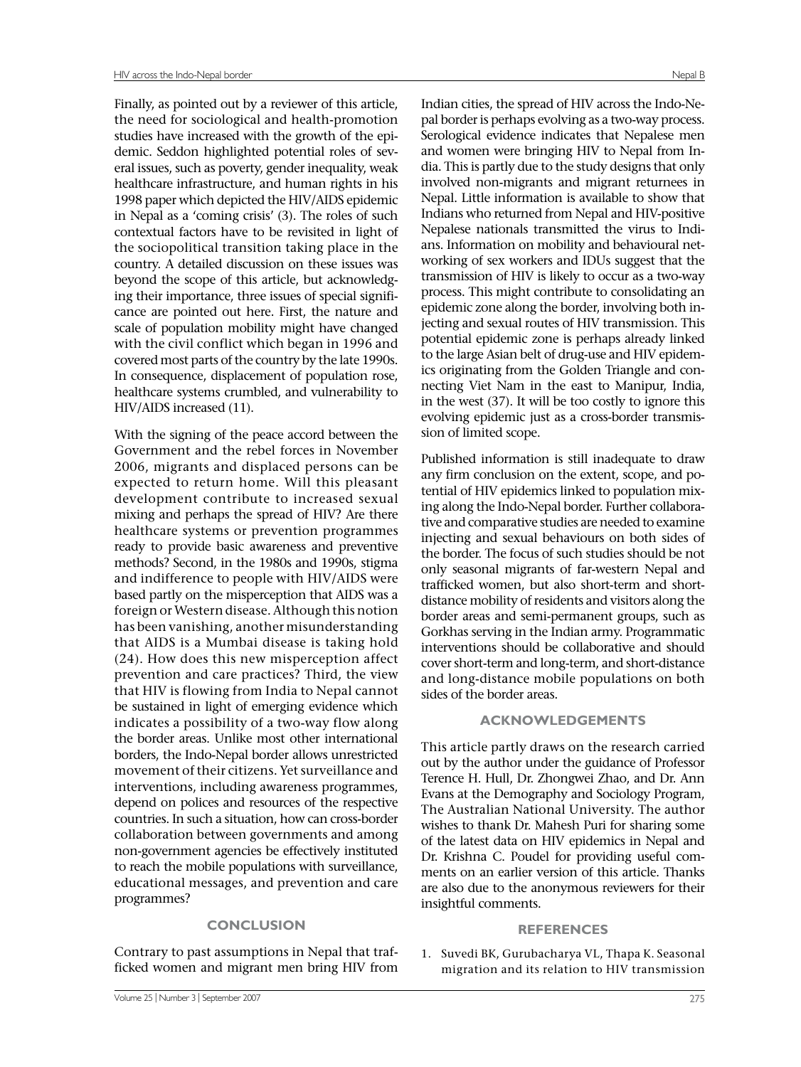Finally, as pointed out by a reviewer of this article, the need for sociological and health-promotion studies have increased with the growth of the epidemic. Seddon highlighted potential roles of several issues, such as poverty, gender inequality, weak healthcare infrastructure, and human rights in his 1998 paper which depicted the HIV/AIDS epidemic in Nepal as a 'coming crisis' (3). The roles of such contextual factors have to be revisited in light of the sociopolitical transition taking place in the country. A detailed discussion on these issues was beyond the scope of this article, but acknowledging their importance, three issues of special significance are pointed out here. First, the nature and scale of population mobility might have changed with the civil conflict which began in 1996 and covered most parts of the country by the late 1990s. In consequence, displacement of population rose, healthcare systems crumbled, and vulnerability to HIV/AIDS increased (11).

With the signing of the peace accord between the Government and the rebel forces in November 2006, migrants and displaced persons can be expected to return home. Will this pleasant development contribute to increased sexual mixing and perhaps the spread of HIV? Are there healthcare systems or prevention programmes ready to provide basic awareness and preventive methods? Second, in the 1980s and 1990s, stigma and indifference to people with HIV/AIDS were based partly on the misperception that AIDS was a foreign or Western disease. Although this notion has been vanishing, another misunderstanding that AIDS is a Mumbai disease is taking hold (24). How does this new misperception affect prevention and care practices? Third, the view that HIV is flowing from India to Nepal cannot be sustained in light of emerging evidence which indicates a possibility of a two-way flow along the border areas. Unlike most other international borders, the Indo-Nepal border allows unrestricted movement of their citizens. Yet surveillance and interventions, including awareness programmes, depend on polices and resources of the respective countries. In such a situation, how can cross-border collaboration between governments and among non-government agencies be effectively instituted to reach the mobile populations with surveillance, educational messages, and prevention and care programmes?

## CONCLUSION

Contrary to past assumptions in Nepal that trafficked women and migrant men bring HIV from Indian cities, the spread of HIV across the Indo-Nepal border is perhaps evolving as a two-way process. Serological evidence indicates that Nepalese men and women were bringing HIV to Nepal from India. This is partly due to the study designs that only involved non-migrants and migrant returnees in Nepal. Little information is available to show that Indians who returned from Nepal and HIV-positive Nepalese nationals transmitted the virus to Indians. Information on mobility and behavioural networking of sex workers and IDUs suggest that the transmission of HIV is likely to occur as a two-way process. This might contribute to consolidating an epidemic zone along the border, involving both injecting and sexual routes of HIV transmission. This potential epidemic zone is perhaps already linked to the large Asian belt of drug-use and HIV epidemics originating from the Golden Triangle and connecting Viet Nam in the east to Manipur, India, in the west (37). It will be too costly to ignore this evolving epidemic just as a cross-border transmission of limited scope.

Published information is still inadequate to draw any firm conclusion on the extent, scope, and potential of HIV epidemics linked to population mixing along the Indo-Nepal border. Further collaborative and comparative studies are needed to examine injecting and sexual behaviours on both sides of the border. The focus of such studies should be not only seasonal migrants of far-western Nepal and trafficked women, but also short-term and short-distance mobility of residents and visitors along the border areas and semi-permanent groups, such as Gorkhas serving in the Indian army. Programmatic interventions should be collaborative and should cover short-term and long-term, and short-distance and long-distance mobile populations on both sides of the border areas.

## ACKNOWLEDGEMENTS

This article partly draws on the research carried out by the author under the guidance of Professor Terence H. Hull, Dr. Zhongwei Zhao, and Dr. Ann Evans at the Demography and Sociology Program, The Australian National University. The author wishes to thank Dr. Mahesh Puri for sharing some of the latest data on HIV epidemics in Nepal and Dr. Krishna C. Poudel for providing useful comments on an earlier version of this article. Thanks are also due to the anonymous reviewers for their insightful comments.

## REFERENCES

1. Suvedi BK, Gurubacharya VL, Thapa K. Seasonal migration and its relation to HIV transmission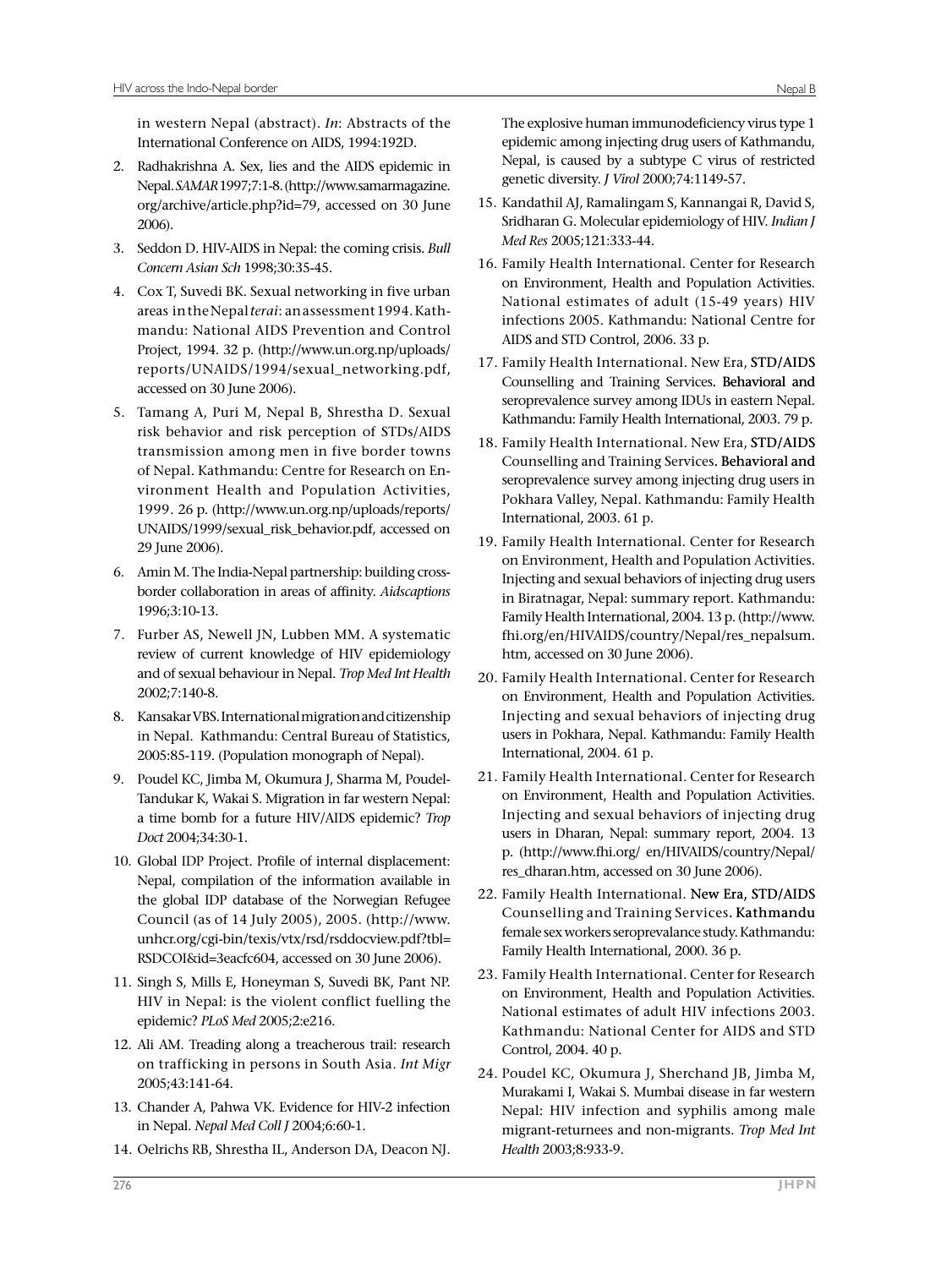in western Nepal (abstract). *In*: Abstracts of the International Conference on AIDS, 1994:192D.

2. Radhakrishna A. Sex, lies and the AIDS epidemic in Nepal. *SAMAR* 1997;7:1-8. (http://www.samarmagazine.org/archive/article.php?id=79, accessed on 30 June 2006).
3. Seddon D. HIV-AIDS in Nepal: the coming crisis. *Bull Concern Asian Sch* 1998;30:35-45.
4. Cox T, Suvedi BK. Sexual networking in five urban areas in the Nepal *terai*: an assessment 1994. Kathmandu: National AIDS Prevention and Control Project, 1994. 32 p. (http://www.un.org.np/uploads/reports/UNAIDS/1994/sexual_networking.pdf, accessed on 30 June 2006).
5. Tamang A, Puri M, Nepal B, Shrestha D. Sexual risk behavior and risk perception of STDs/AIDS transmission among men in five border towns of Nepal. Kathmandu: Centre for Research on Environment Health and Population Activities, 1999. 26 p. (http://www.un.org.np/uploads/reports/UNAIDS/1999/sexual_risk_behavior.pdf, accessed on 29 June 2006).
6. Amin M. The India-Nepal partnership: building cross-border collaboration in areas of affinity. *Aidscaptions* 1996;3:10-13.
7. Furber AS, Newell JN, Lubben MM. A systematic review of current knowledge of HIV epidemiology and of sexual behaviour in Nepal. *Trop Med Int Health* 2002;7:140-8.
8. Kansakar VBS. International migration and citizenship in Nepal. Kathmandu: Central Bureau of Statistics, 2005:85-119. (Population monograph of Nepal).
9. Poudel KC, Jimba M, Okumura J, Sharma M, Poudel-Tandukar K, Wakai S. Migration in far western Nepal: a time bomb for a future HIV/AIDS epidemic? *Trop Doct* 2004;34:30-1.
10. Global IDP Project. Profile of internal displacement: Nepal, compilation of the information available in the global IDP database of the Norwegian Refugee Council (as of 14 July 2005), 2005. (http://www.unhcr.org/cgi-bin/texis/vtx/rsd/rsddocview.pdf?tbl=RSDCOI&id=3eacfc604, accessed on 30 June 2006).
11. Singh S, Mills E, Honeyman S, Suvedi BK, Pant NP. HIV in Nepal: is the violent conflict fuelling the epidemic? *PLoS Med* 2005;2:e216.
12. Ali AM. Treading along a treacherous trail: research on trafficking in persons in South Asia. *Int Migr* 2005;43:141-64.
13. Chander A, Pahwa VK. Evidence for HIV-2 infection in Nepal. *Nepal Med Coll J* 2004;6:60-1.
14. Oelrichs RB, Shrestha IL, Anderson DA, Deacon NJ. The explosive human immunodeficiency virus type 1 epidemic among injecting drug users of Kathmandu, Nepal, is caused by a subtype C virus of restricted genetic diversity. *J Virol* 2000;74:1149-57.
15. Kandathil AJ, Ramalingam S, Kannangai R, David S, Sridharan G. Molecular epidemiology of HIV. *Indian J Med Res* 2005;121:333-44.
16. Family Health International. Center for Research on Environment, Health and Population Activities. National estimates of adult (15-49 years) HIV infections 2005. Kathmandu: National Centre for AIDS and STD Control, 2006. 33 p.
17. Family Health International. New Era, STD/AIDS Counselling and Training Services. Behavioral and seroprevalence survey among IDUs in eastern Nepal. Kathmandu: Family Health International, 2003. 79 p.
18. Family Health International. New Era, STD/AIDS Counselling and Training Services. Behavioral and seroprevalence survey among injecting drug users in Pokhara Valley, Nepal. Kathmandu: Family Health International, 2003. 61 p.
19. Family Health International. Center for Research on Environment, Health and Population Activities. Injecting and sexual behaviors of injecting drug users in Biratnagar, Nepal: summary report. Kathmandu: Family Health International, 2004. 13 p. (http://www.fhi.org/en/HIVAIDS/country/Nepal/res_nepalsum.htm, accessed on 30 June 2006).
20. Family Health International. Center for Research on Environment, Health and Population Activities. Injecting and sexual behaviors of injecting drug users in Pokhara, Nepal. Kathmandu: Family Health International, 2004. 61 p.
21. Family Health International. Center for Research on Environment, Health and Population Activities. Injecting and sexual behaviors of injecting drug users in Dharan, Nepal: summary report, 2004. 13 p. (http://www.fhi.org/ en/HIVAIDS/country/Nepal/res_dharan.htm, accessed on 30 June 2006).
22. Family Health International. New Era, STD/AIDS Counselling and Training Services. Kathmandu female sex workers seroprevalance study. Kathmandu: Family Health International, 2000. 36 p.
23. Family Health International. Center for Research on Environment, Health and Population Activities. National estimates of adult HIV infections 2003. Kathmandu: National Center for AIDS and STD Control, 2004. 40 p.
24. Poudel KC, Okumura J, Sherchand JB, Jimba M, Murakami I, Wakai S. Mumbai disease in far western Nepal: HIV infection and syphilis among male migrant-returnees and non-migrants. *Trop Med Int Health* 2003;8:933-9.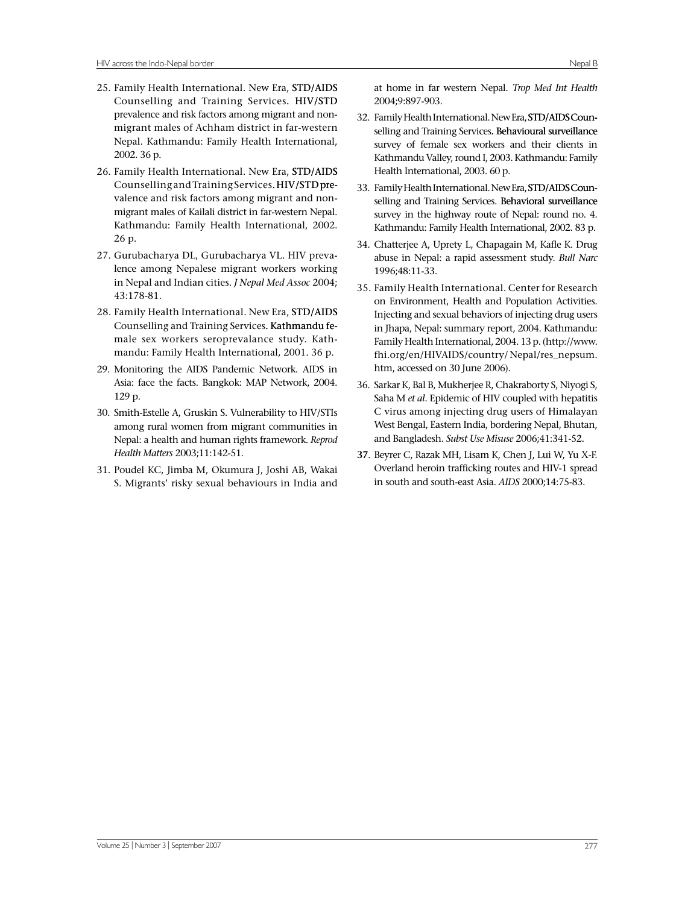25. Family Health International. New Era, STD/AIDS Counselling and Training Services. HIV/STD prevalence and risk factors among migrant and non-migrant males of Achham district in far-western Nepal. Kathmandu: Family Health International, 2002. 36 p.
26. Family Health International. New Era, STD/AIDS Counselling and Training Services. HIV/STD prevalence and risk factors among migrant and non-migrant males of Kailali district in far-western Nepal. Kathmandu: Family Health International, 2002. 26 p.
27. Gurubacharya DL, Gurubacharya VL. HIV prevalence among Nepalese migrant workers working in Nepal and Indian cities. *J Nepal Med Assoc* 2004; 43:178-81.
28. Family Health International. New Era, STD/AIDS Counselling and Training Services. Kathmandu female sex workers seroprevalance study. Kathmandu: Family Health International, 2001. 36 p.
29. Monitoring the AIDS Pandemic Network. AIDS in Asia: face the facts. Bangkok: MAP Network, 2004. 129 p.
30. Smith-Estelle A, Gruskin S. Vulnerability to HIV/STIs among rural women from migrant communities in Nepal: a health and human rights framework. *Reprod Health Matters* 2003;11:142-51.
31. Poudel KC, Jimba M, Okumura J, Joshi AB, Wakai S. Migrants' risky sexual behaviours in India and at home in far western Nepal. *Trop Med Int Health* 2004;9:897-903.
32. Family Health International. New Era, STD/AIDS Counselling and Training Services. Behavioural surveillance survey of female sex workers and their clients in Kathmandu Valley, round I, 2003. Kathmandu: Family Health International, 2003. 60 p.
33. Family Health International. New Era, STD/AIDS Counselling and Training Services. Behavioral surveillance survey in the highway route of Nepal: round no. 4. Kathmandu: Family Health International, 2002. 83 p.
34. Chatterjee A, Uprety L, Chapagain M, Kafle K. Drug abuse in Nepal: a rapid assessment study. *Bull Narc* 1996;48:11-33.
35. Family Health International. Center for Research on Environment, Health and Population Activities. Injecting and sexual behaviors of injecting drug users in Jhapa, Nepal: summary report, 2004. Kathmandu: Family Health International, 2004. 13 p. (http://www.fhi.org/en/HIVAIDS/country/ Nepal/res_nepsum.htm, accessed on 30 June 2006).
36. Sarkar K, Bal B, Mukherjee R, Chakraborty S, Niyogi S, Saha M *et al*. Epidemic of HIV coupled with hepatitis C virus among injecting drug users of Himalayan West Bengal, Eastern India, bordering Nepal, Bhutan, and Bangladesh. *Subst Use Misuse* 2006;41:341-52.
37. Beyrer C, Razak MH, Lisam K, Chen J, Lui W, Yu X-F. Overland heroin trafficking routes and HIV-1 spread in south and south-east Asia. *AIDS* 2000;14:75-83.